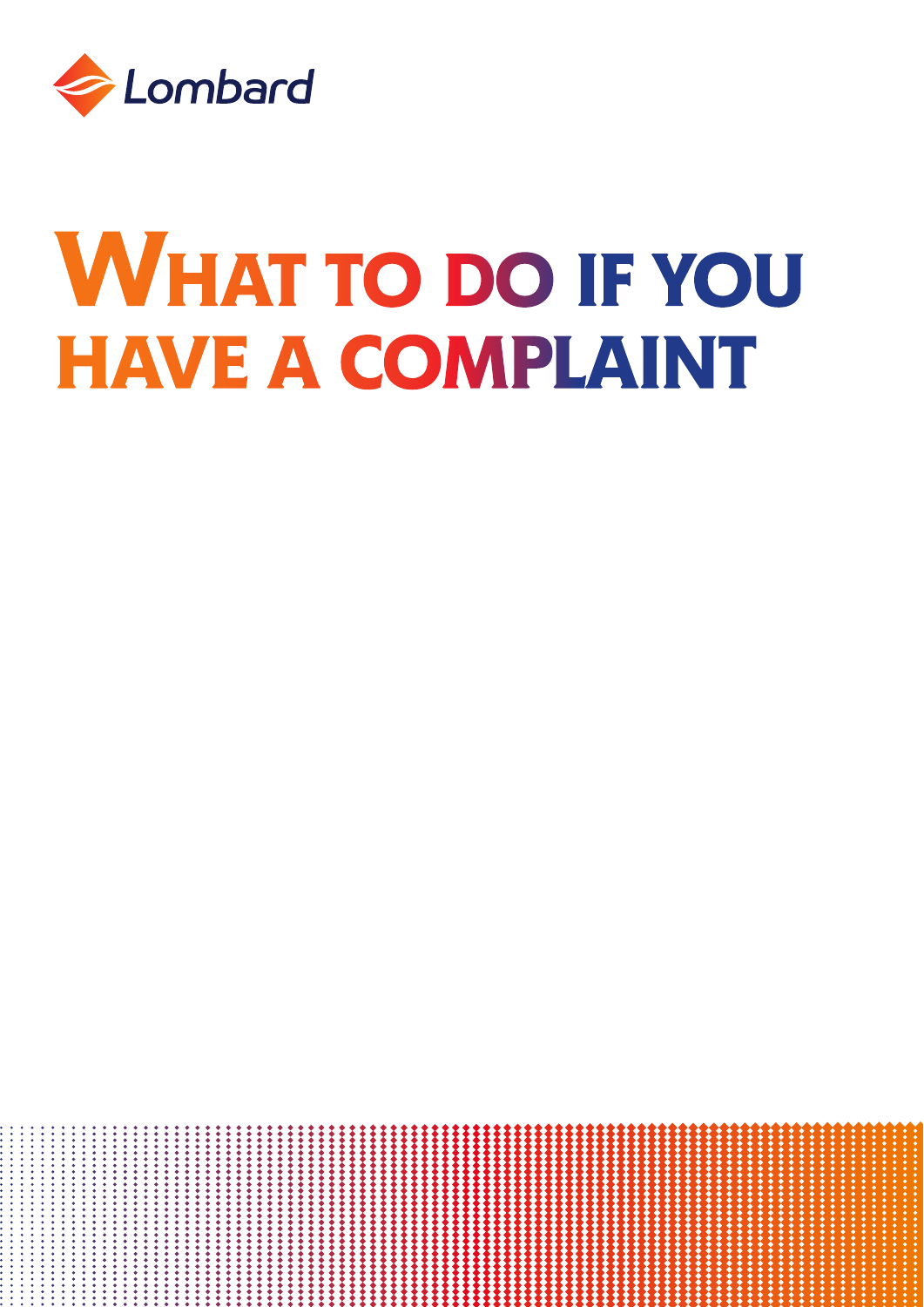Lombard

# WHAT TO DO IF YOU HAVE A COMPLAINT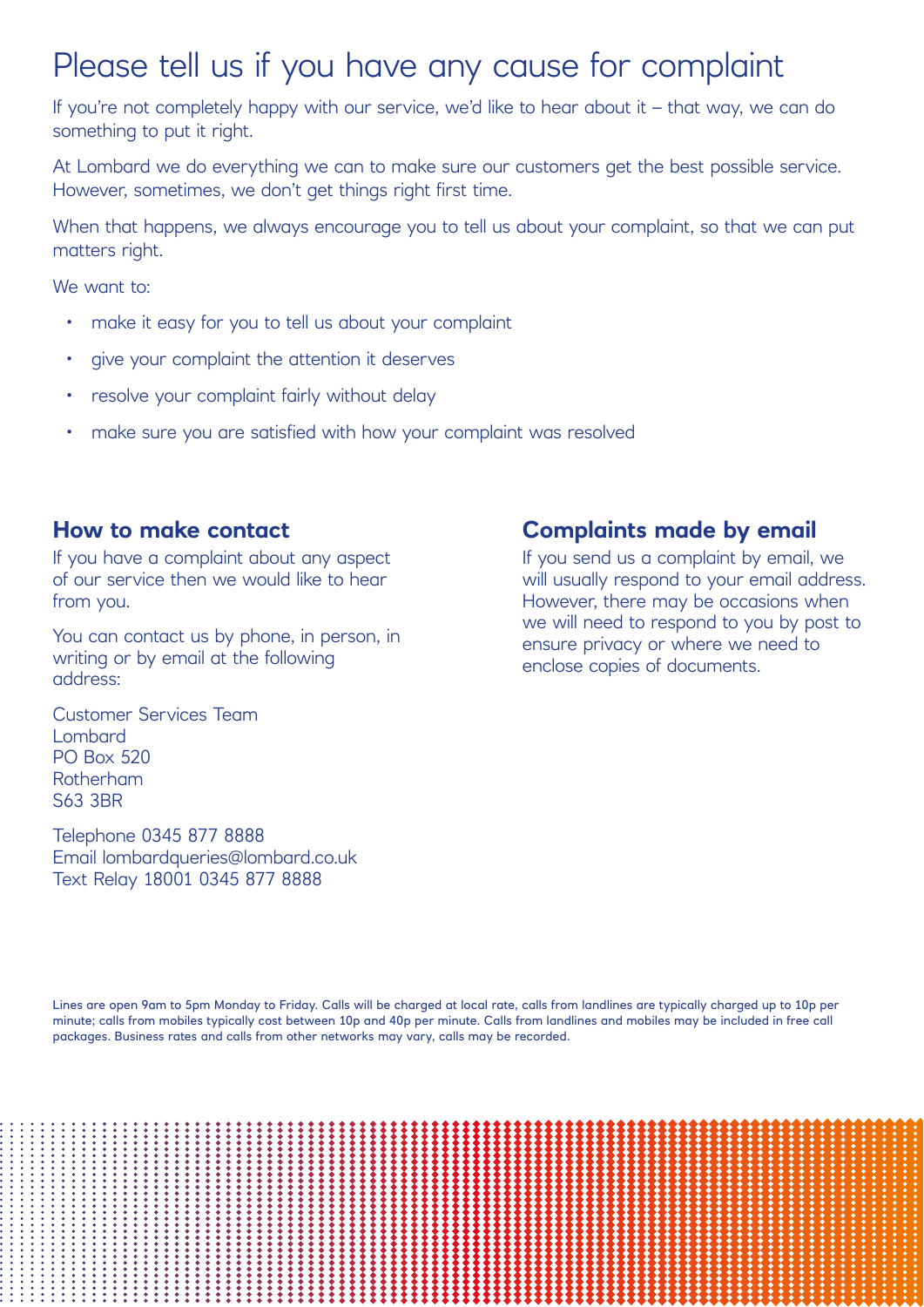# Please tell us if you have any cause for complaint

If you're not completely happy with our service, we'd like to hear about it – that way, we can do something to put it right.

At Lombard we do everything we can to make sure our customers get the best possible service. However, sometimes, we don't get things right first time.

When that happens, we always encourage you to tell us about your complaint, so that we can put matters right.

We want to:

- make it easy for you to tell us about your complaint
- give your complaint the attention it deserves
- resolve your complaint fairly without delay
- make sure you are satisfied with how your complaint was resolved

## How to make contact

If you have a complaint about any aspect of our service then we would like to hear from you.

You can contact us by phone, in person, in writing or by email at the following address:

Customer Services Team
Lombard
PO Box 520
Rotherham
S63 3BR

Telephone 0345 877 8888
Email lombardqueries@lombard.co.uk
Text Relay 18001 0345 877 8888

## Complaints made by email

If you send us a complaint by email, we will usually respond to your email address. However, there may be occasions when we will need to respond to you by post to ensure privacy or where we need to enclose copies of documents.

Lines are open 9am to 5pm Monday to Friday. Calls will be charged at local rate, calls from landlines are typically charged up to 10p per minute; calls from mobiles typically cost between 10p and 40p per minute. Calls from landlines and mobiles may be included in free call packages. Business rates and calls from other networks may vary, calls may be recorded.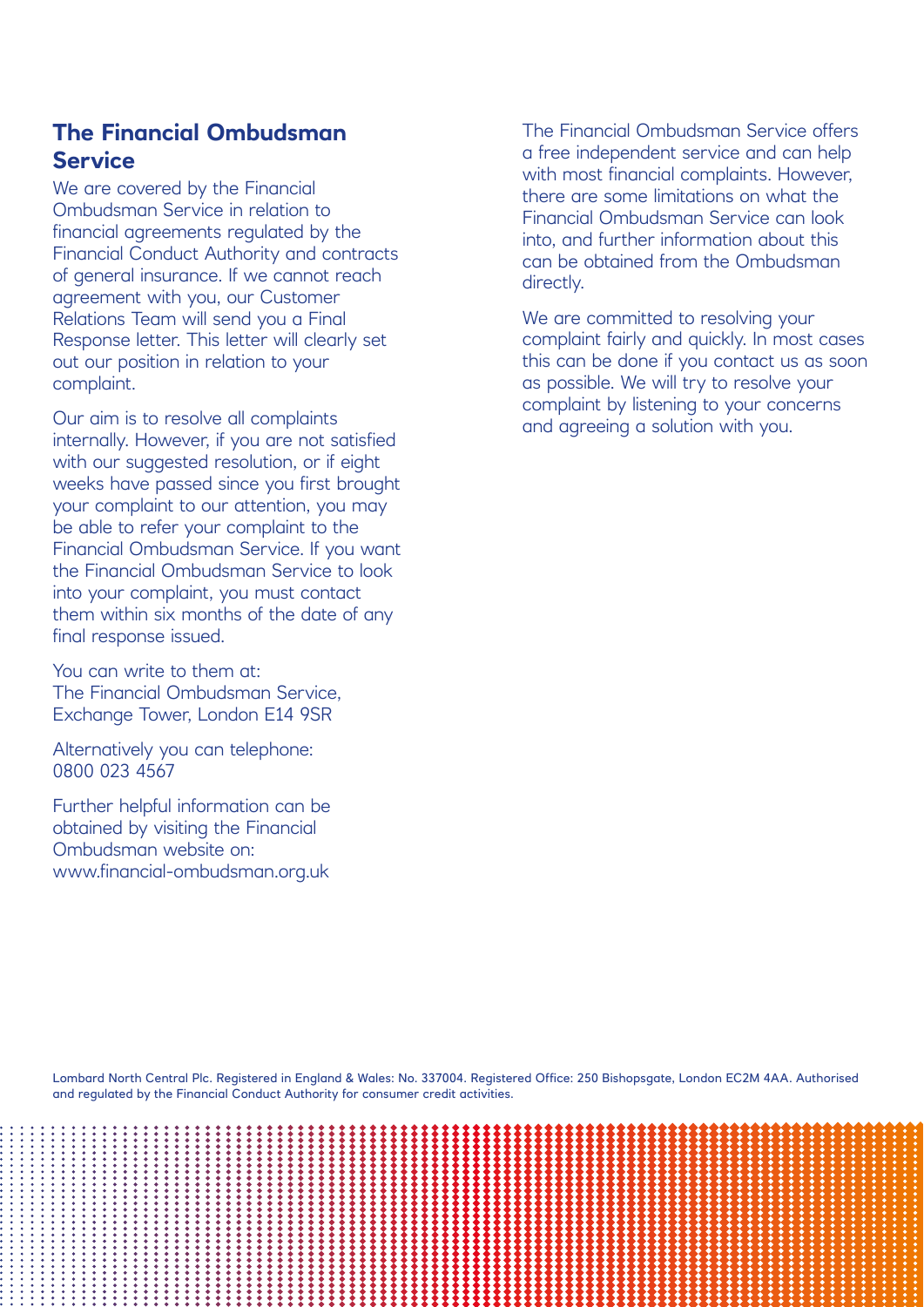## The Financial Ombudsman Service

We are covered by the Financial Ombudsman Service in relation to financial agreements regulated by the Financial Conduct Authority and contracts of general insurance. If we cannot reach agreement with you, our Customer Relations Team will send you a Final Response letter. This letter will clearly set out our position in relation to your complaint.

Our aim is to resolve all complaints internally. However, if you are not satisfied with our suggested resolution, or if eight weeks have passed since you first brought your complaint to our attention, you may be able to refer your complaint to the Financial Ombudsman Service. If you want the Financial Ombudsman Service to look into your complaint, you must contact them within six months of the date of any final response issued.

You can write to them at:
The Financial Ombudsman Service,
Exchange Tower, London E14 9SR

Alternatively you can telephone:
0800 023 4567

Further helpful information can be obtained by visiting the Financial Ombudsman website on:
www.financial-ombudsman.org.uk

The Financial Ombudsman Service offers a free independent service and can help with most financial complaints. However, there are some limitations on what the Financial Ombudsman Service can look into, and further information about this can be obtained from the Ombudsman directly.

We are committed to resolving your complaint fairly and quickly. In most cases this can be done if you contact us as soon as possible. We will try to resolve your complaint by listening to your concerns and agreeing a solution with you.

Lombard North Central Plc. Registered in England & Wales: No. 337004. Registered Office: 250 Bishopsgate, London EC2M 4AA. Authorised and regulated by the Financial Conduct Authority for consumer credit activities.